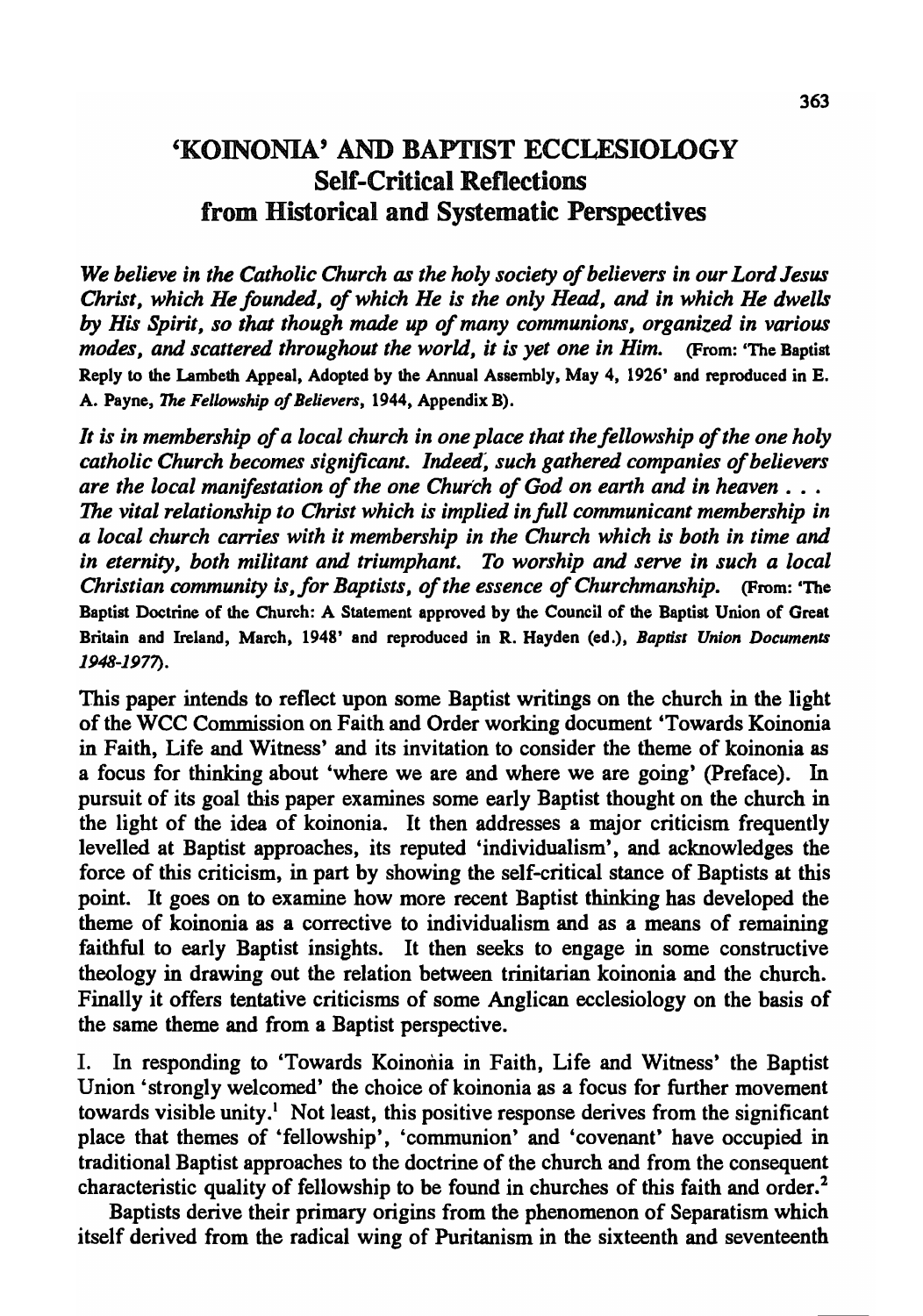# 'KOINONIA' AND BAPTIST ECCLESIOLOGY
## Self-Critical Reflections from Historical and Systematic Perspectives

*We believe in the Catholic Church as the holy society of believers in our Lord Jesus Christ, which He founded, of which He is the only Head, and in which He dwells by His Spirit, so that though made up of many communions, organized in various modes, and scattered throughout the world, it is yet one in Him.* (From: 'The Baptist Reply to the Lambeth Appeal, Adopted by the Annual Assembly, May 4, 1926' and reproduced in E. A. Payne, *The Fellowship of Believers*, 1944, Appendix B).

*It is in membership of a local church in one place that the fellowship of the one holy catholic Church becomes significant. Indeed, such gathered companies of believers are the local manifestation of the one Church of God on earth and in heaven . . . The vital relationship to Christ which is implied in full communicant membership in a local church carries with it membership in the Church which is both in time and in eternity, both militant and triumphant. To worship and serve in such a local Christian community is, for Baptists, of the essence of Churchmanship.* (From: 'The Baptist Doctrine of the Church: A Statement approved by the Council of the Baptist Union of Great Britain and Ireland, March, 1948' and reproduced in R. Hayden (ed.), *Baptist Union Documents 1948-1977*).

This paper intends to reflect upon some Baptist writings on the church in the light of the WCC Commission on Faith and Order working document 'Towards Koinonia in Faith, Life and Witness' and its invitation to consider the theme of koinonia as a focus for thinking about 'where we are and where we are going' (Preface). In pursuit of its goal this paper examines some early Baptist thought on the church in the light of the idea of koinonia. It then addresses a major criticism frequently levelled at Baptist approaches, its reputed 'individualism', and acknowledges the force of this criticism, in part by showing the self-critical stance of Baptists at this point. It goes on to examine how more recent Baptist thinking has developed the theme of koinonia as a corrective to individualism and as a means of remaining faithful to early Baptist insights. It then seeks to engage in some constructive theology in drawing out the relation between trinitarian koinonia and the church. Finally it offers tentative criticisms of some Anglican ecclesiology on the basis of the same theme and from a Baptist perspective.

I. In responding to 'Towards Koinonia in Faith, Life and Witness' the Baptist Union 'strongly welcomed' the choice of koinonia as a focus for further movement towards visible unity.[1] Not least, this positive response derives from the significant place that themes of 'fellowship', 'communion' and 'covenant' have occupied in traditional Baptist approaches to the doctrine of the church and from the consequent characteristic quality of fellowship to be found in churches of this faith and order.[2]

Baptists derive their primary origins from the phenomenon of Separatism which itself derived from the radical wing of Puritanism in the sixteenth and seventeenth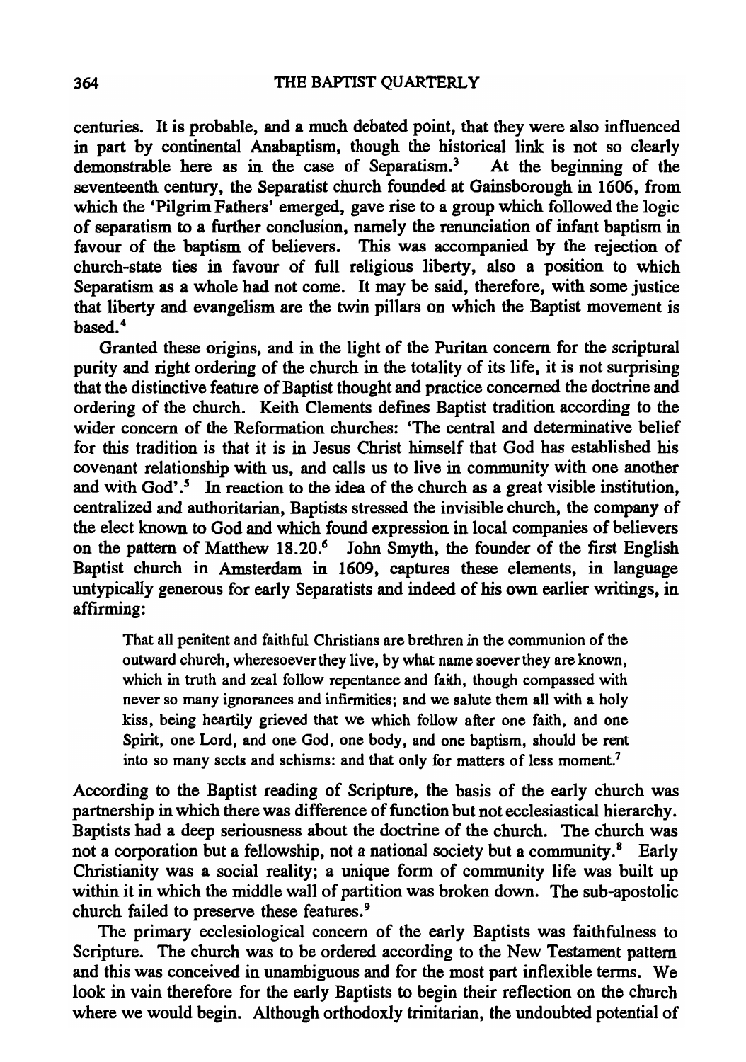centuries. It is probable, and a much debated point, that they were also influenced in part by continental Anabaptism, though the historical link is not so clearly demonstrable here as in the case of Separatism.[3] At the beginning of the seventeenth century, the Separatist church founded at Gainsborough in 1606, from which the 'Pilgrim Fathers' emerged, gave rise to a group which followed the logic of separatism to a further conclusion, namely the renunciation of infant baptism in favour of the baptism of believers. This was accompanied by the rejection of church-state ties in favour of full religious liberty, also a position to which Separatism as a whole had not come. It may be said, therefore, with some justice that liberty and evangelism are the twin pillars on which the Baptist movement is based.[4]

Granted these origins, and in the light of the Puritan concern for the scriptural purity and right ordering of the church in the totality of its life, it is not surprising that the distinctive feature of Baptist thought and practice concerned the doctrine and ordering of the church. Keith Clements defines Baptist tradition according to the wider concern of the Reformation churches: 'The central and determinative belief for this tradition is that it is in Jesus Christ himself that God has established his covenant relationship with us, and calls us to live in community with one another and with God'.[5] In reaction to the idea of the church as a great visible institution, centralized and authoritarian, Baptists stressed the invisible church, the company of the elect known to God and which found expression in local companies of believers on the pattern of Matthew 18.20.[6] John Smyth, the founder of the first English Baptist church in Amsterdam in 1609, captures these elements, in language untypically generous for early Separatists and indeed of his own earlier writings, in affirming:

> That all penitent and faithful Christians are brethren in the communion of the outward church, wheresoever they live, by what name soever they are known, which in truth and zeal follow repentance and faith, though compassed with never so many ignorances and infirmities; and we salute them all with a holy kiss, being heartily grieved that we which follow after one faith, and one Spirit, one Lord, and one God, one body, and one baptism, should be rent into so many sects and schisms: and that only for matters of less moment.[7]

According to the Baptist reading of Scripture, the basis of the early church was partnership in which there was difference of function but not ecclesiastical hierarchy. Baptists had a deep seriousness about the doctrine of the church. The church was not a corporation but a fellowship, not a national society but a community.[8] Early Christianity was a social reality; a unique form of community life was built up within it in which the middle wall of partition was broken down. The sub-apostolic church failed to preserve these features.[9]

The primary ecclesiological concern of the early Baptists was faithfulness to Scripture. The church was to be ordered according to the New Testament pattern and this was conceived in unambiguous and for the most part inflexible terms. We look in vain therefore for the early Baptists to begin their reflection on the church where we would begin. Although orthodoxly trinitarian, the undoubted potential of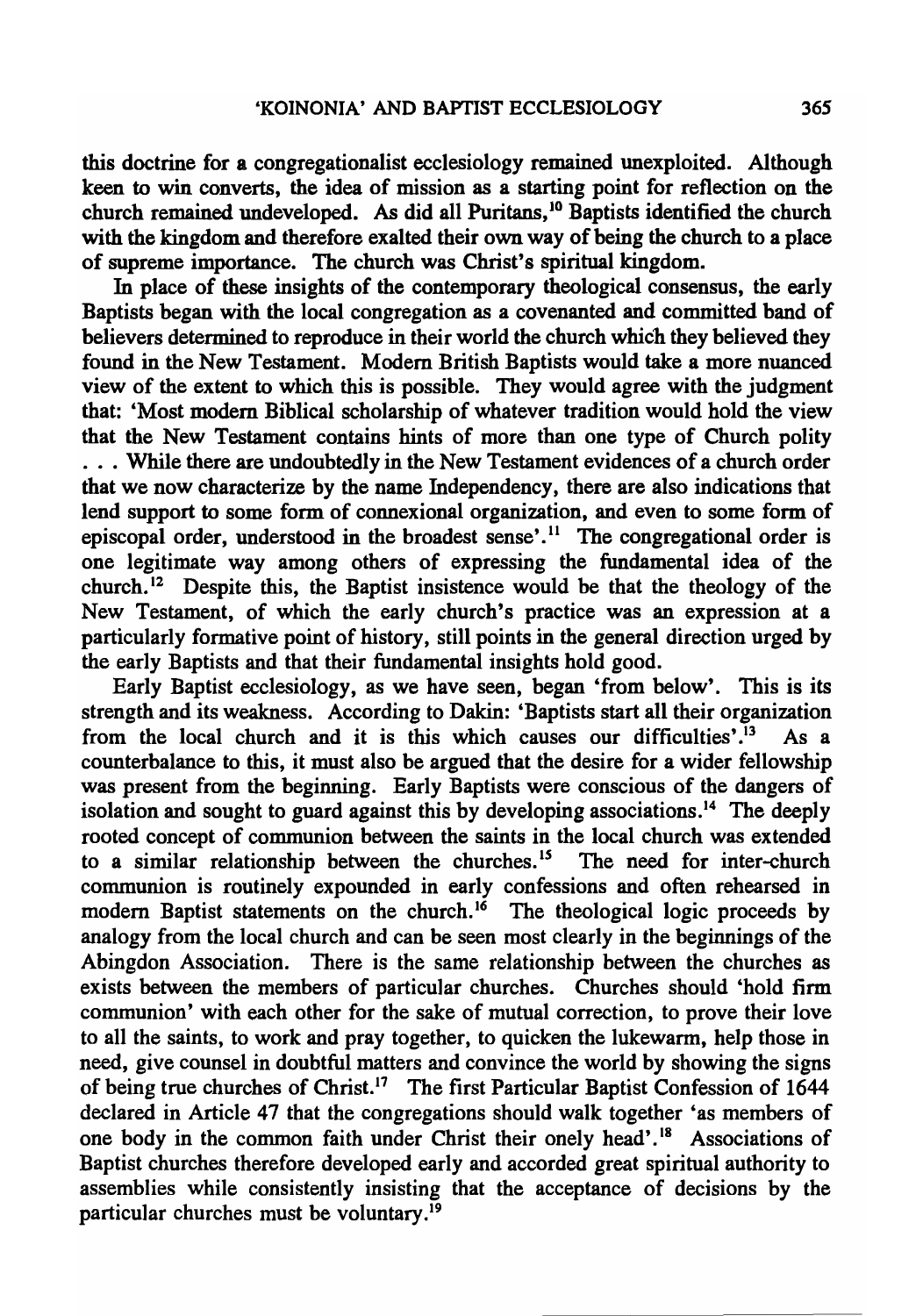this doctrine for a congregationalist ecclesiology remained unexploited. Although keen to win converts, the idea of mission as a starting point for reflection on the church remained undeveloped. As did all Puritans,[10] Baptists identified the church with the kingdom and therefore exalted their own way of being the church to a place of supreme importance. The church was Christ's spiritual kingdom.

In place of these insights of the contemporary theological consensus, the early Baptists began with the local congregation as a covenanted and committed band of believers determined to reproduce in their world the church which they believed they found in the New Testament. Modern British Baptists would take a more nuanced view of the extent to which this is possible. They would agree with the judgment that: 'Most modern Biblical scholarship of whatever tradition would hold the view that the New Testament contains hints of more than one type of Church polity . . . While there are undoubtedly in the New Testament evidences of a church order that we now characterize by the name Independency, there are also indications that lend support to some form of connexional organization, and even to some form of episcopal order, understood in the broadest sense'.[11] The congregational order is one legitimate way among others of expressing the fundamental idea of the church.[12] Despite this, the Baptist insistence would be that the theology of the New Testament, of which the early church's practice was an expression at a particularly formative point of history, still points in the general direction urged by the early Baptists and that their fundamental insights hold good.

Early Baptist ecclesiology, as we have seen, began 'from below'. This is its strength and its weakness. According to Dakin: 'Baptists start all their organization from the local church and it is this which causes our difficulties'.[13] As a counterbalance to this, it must also be argued that the desire for a wider fellowship was present from the beginning. Early Baptists were conscious of the dangers of isolation and sought to guard against this by developing associations.[14] The deeply rooted concept of communion between the saints in the local church was extended to a similar relationship between the churches.[15] The need for inter-church communion is routinely expounded in early confessions and often rehearsed in modern Baptist statements on the church.[16] The theological logic proceeds by analogy from the local church and can be seen most clearly in the beginnings of the Abingdon Association. There is the same relationship between the churches as exists between the members of particular churches. Churches should 'hold firm communion' with each other for the sake of mutual correction, to prove their love to all the saints, to work and pray together, to quicken the lukewarm, help those in need, give counsel in doubtful matters and convince the world by showing the signs of being true churches of Christ.[17] The first Particular Baptist Confession of 1644 declared in Article 47 that the congregations should walk together 'as members of one body in the common faith under Christ their onely head'.[18] Associations of Baptist churches therefore developed early and accorded great spiritual authority to assemblies while consistently insisting that the acceptance of decisions by the particular churches must be voluntary.[19]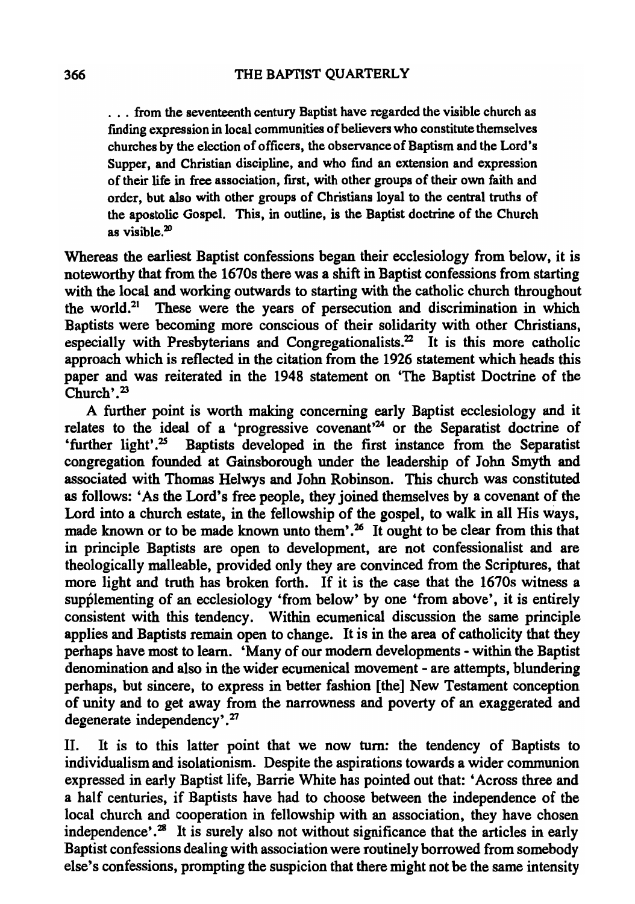> . . . from the seventeenth century Baptist have regarded the visible church as finding expression in local communities of believers who constitute themselves churches by the election of officers, the observance of Baptism and the Lord's Supper, and Christian discipline, and who find an extension and expression of their life in free association, first, with other groups of their own faith and order, but also with other groups of Christians loyal to the central truths of the apostolic Gospel. This, in outline, is the Baptist doctrine of the Church as visible.[20]

Whereas the earliest Baptist confessions began their ecclesiology from below, it is noteworthy that from the 1670s there was a shift in Baptist confessions from starting with the local and working outwards to starting with the catholic church throughout the world.[21] These were the years of persecution and discrimination in which Baptists were becoming more conscious of their solidarity with other Christians, especially with Presbyterians and Congregationalists.[22] It is this more catholic approach which is reflected in the citation from the 1926 statement which heads this paper and was reiterated in the 1948 statement on 'The Baptist Doctrine of the Church'.[23]

A further point is worth making concerning early Baptist ecclesiology and it relates to the ideal of a 'progressive covenant'[24] or the Separatist doctrine of 'further light'.[25] Baptists developed in the first instance from the Separatist congregation founded at Gainsborough under the leadership of John Smyth and associated with Thomas Helwys and John Robinson. This church was constituted as follows: 'As the Lord's free people, they joined themselves by a covenant of the Lord into a church estate, in the fellowship of the gospel, to walk in all His ways, made known or to be made known unto them'.[26] It ought to be clear from this that in principle Baptists are open to development, are not confessionalist and are theologically malleable, provided only they are convinced from the Scriptures, that more light and truth has broken forth. If it is the case that the 1670s witness a supplementing of an ecclesiology 'from below' by one 'from above', it is entirely consistent with this tendency. Within ecumenical discussion the same principle applies and Baptists remain open to change. It is in the area of catholicity that they perhaps have most to learn. 'Many of our modern developments - within the Baptist denomination and also in the wider ecumenical movement - are attempts, blundering perhaps, but sincere, to express in better fashion [the] New Testament conception of unity and to get away from the narrowness and poverty of an exaggerated and degenerate independency'.[27]

II. It is to this latter point that we now turn: the tendency of Baptists to individualism and isolationism. Despite the aspirations towards a wider communion expressed in early Baptist life, Barrie White has pointed out that: 'Across three and a half centuries, if Baptists have had to choose between the independence of the local church and cooperation in fellowship with an association, they have chosen independence'.[28] It is surely also not without significance that the articles in early Baptist confessions dealing with association were routinely borrowed from somebody else's confessions, prompting the suspicion that there might not be the same intensity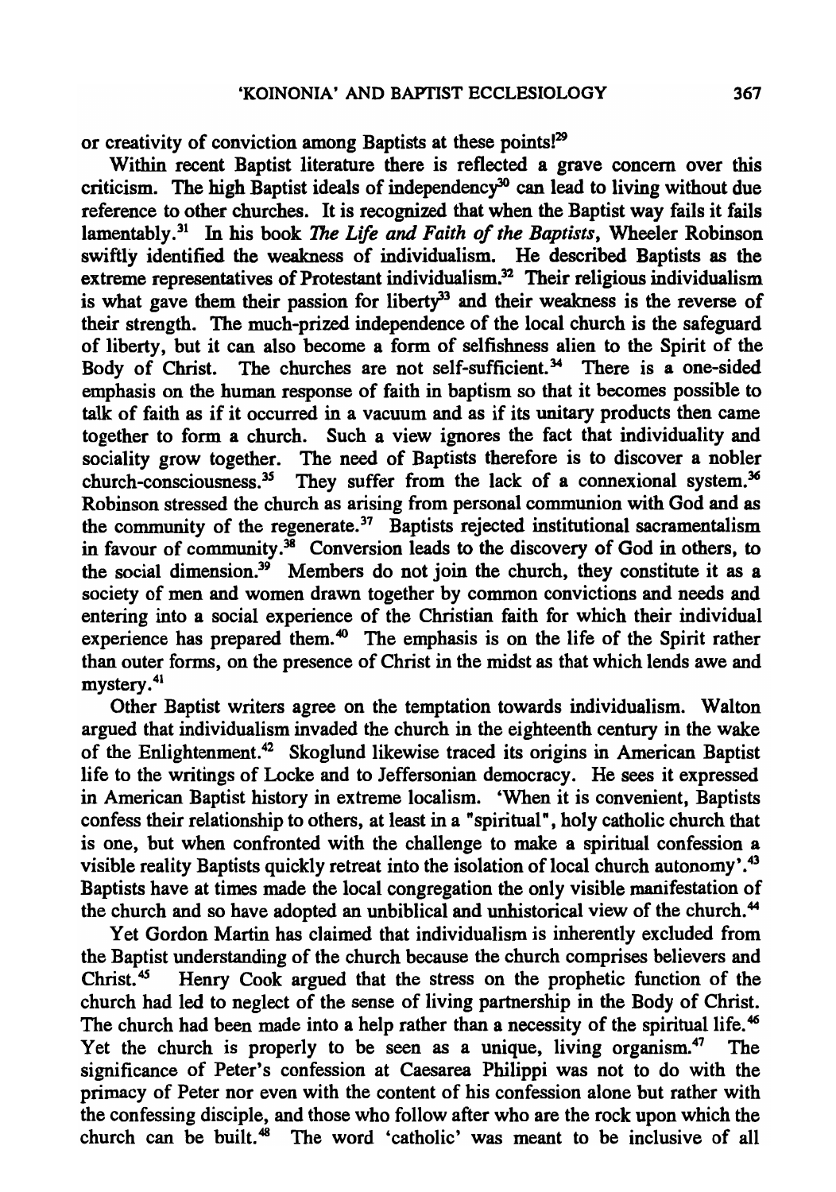or creativity of conviction among Baptists at these points![29]

Within recent Baptist literature there is reflected a grave concern over this criticism. The high Baptist ideals of independency[30] can lead to living without due reference to other churches. It is recognized that when the Baptist way fails it fails lamentably.[31] In his book *The Life and Faith of the Baptists*, Wheeler Robinson swiftly identified the weakness of individualism. He described Baptists as the extreme representatives of Protestant individualism.[32] Their religious individualism is what gave them their passion for liberty[33] and their weakness is the reverse of their strength. The much-prized independence of the local church is the safeguard of liberty, but it can also become a form of selfishness alien to the Spirit of the Body of Christ. The churches are not self-sufficient.[34] There is a one-sided emphasis on the human response of faith in baptism so that it becomes possible to talk of faith as if it occurred in a vacuum and as if its unitary products then came together to form a church. Such a view ignores the fact that individuality and sociality grow together. The need of Baptists therefore is to discover a nobler church-consciousness.[35] They suffer from the lack of a connexional system.[36] Robinson stressed the church as arising from personal communion with God and as the community of the regenerate.[37] Baptists rejected institutional sacramentalism in favour of community.[38] Conversion leads to the discovery of God in others, to the social dimension.[39] Members do not join the church, they constitute it as a society of men and women drawn together by common convictions and needs and entering into a social experience of the Christian faith for which their individual experience has prepared them.[40] The emphasis is on the life of the Spirit rather than outer forms, on the presence of Christ in the midst as that which lends awe and mystery.[41]

Other Baptist writers agree on the temptation towards individualism. Walton argued that individualism invaded the church in the eighteenth century in the wake of the Enlightenment.[42] Skoglund likewise traced its origins in American Baptist life to the writings of Locke and to Jeffersonian democracy. He sees it expressed in American Baptist history in extreme localism. 'When it is convenient, Baptists confess their relationship to others, at least in a "spiritual", holy catholic church that is one, but when confronted with the challenge to make a spiritual confession a visible reality Baptists quickly retreat into the isolation of local church autonomy'.[43] Baptists have at times made the local congregation the only visible manifestation of the church and so have adopted an unbiblical and unhistorical view of the church.[44]

Yet Gordon Martin has claimed that individualism is inherently excluded from the Baptist understanding of the church because the church comprises believers and Christ.[45] Henry Cook argued that the stress on the prophetic function of the church had led to neglect of the sense of living partnership in the Body of Christ. The church had been made into a help rather than a necessity of the spiritual life.[46] Yet the church is properly to be seen as a unique, living organism.[47] The significance of Peter's confession at Caesarea Philippi was not to do with the primacy of Peter nor even with the content of his confession alone but rather with the confessing disciple, and those who follow after who are the rock upon which the church can be built.[48] The word 'catholic' was meant to be inclusive of all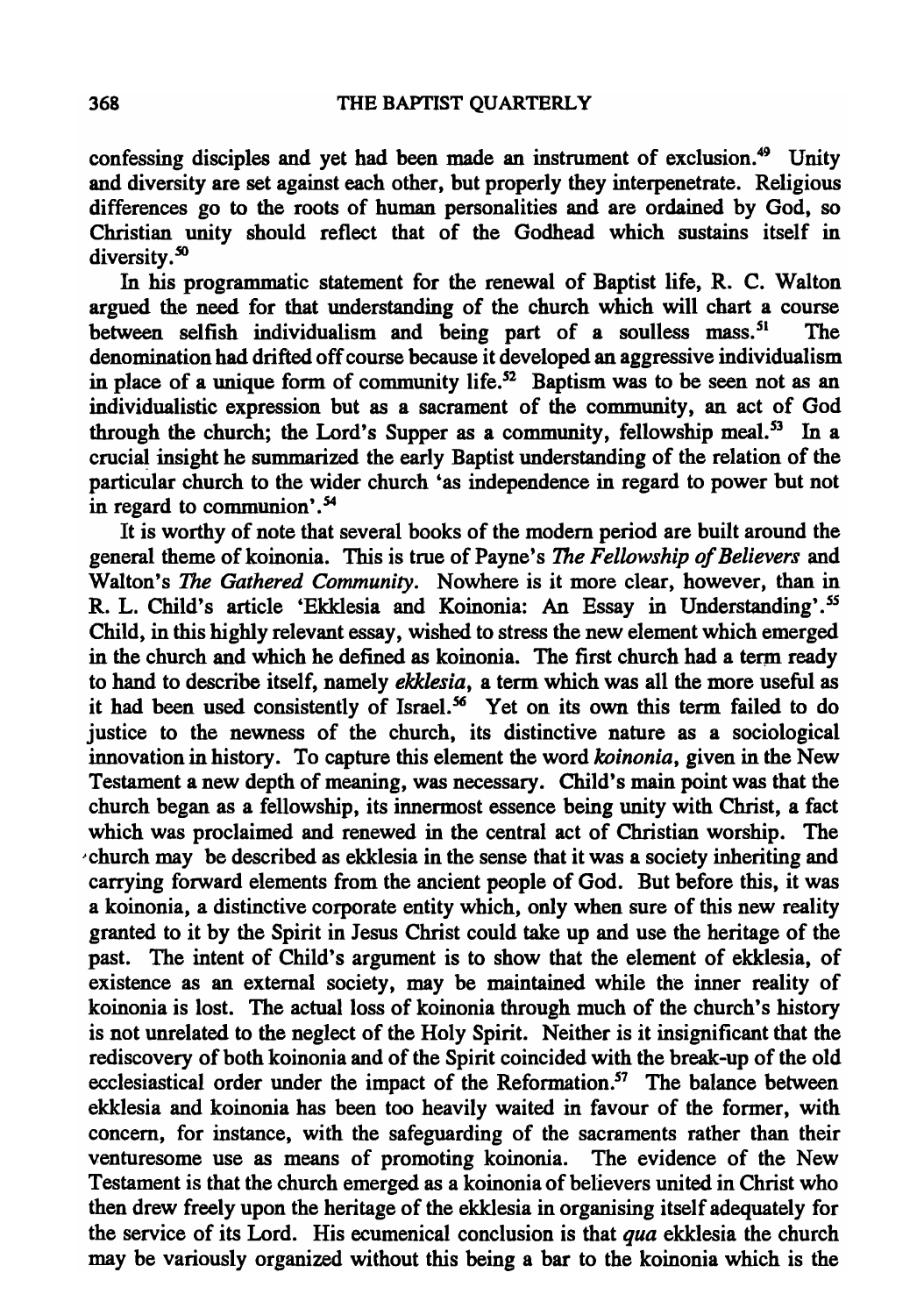confessing disciples and yet had been made an instrument of exclusion.[49] Unity and diversity are set against each other, but properly they interpenetrate. Religious differences go to the roots of human personalities and are ordained by God, so Christian unity should reflect that of the Godhead which sustains itself in diversity.[50]

In his programmatic statement for the renewal of Baptist life, R. C. Walton argued the need for that understanding of the church which will chart a course between selfish individualism and being part of a soulless mass.[51] The denomination had drifted off course because it developed an aggressive individualism in place of a unique form of community life.[52] Baptism was to be seen not as an individualistic expression but as a sacrament of the community, an act of God through the church; the Lord's Supper as a community, fellowship meal.[53] In a crucial insight he summarized the early Baptist understanding of the relation of the particular church to the wider church 'as independence in regard to power but not in regard to communion'.[54]

It is worthy of note that several books of the modern period are built around the general theme of koinonia. This is true of Payne's *The Fellowship of Believers* and Walton's *The Gathered Community*. Nowhere is it more clear, however, than in R. L. Child's article 'Ekklesia and Koinonia: An Essay in Understanding'.[55] Child, in this highly relevant essay, wished to stress the new element which emerged in the church and which he defined as koinonia. The first church had a term ready to hand to describe itself, namely *ekklesia*, a term which was all the more useful as it had been used consistently of Israel.[56] Yet on its own this term failed to do justice to the newness of the church, its distinctive nature as a sociological innovation in history. To capture this element the word *koinonia*, given in the New Testament a new depth of meaning, was necessary. Child's main point was that the church began as a fellowship, its innermost essence being unity with Christ, a fact which was proclaimed and renewed in the central act of Christian worship. The church may be described as ekklesia in the sense that it was a society inheriting and carrying forward elements from the ancient people of God. But before this, it was a koinonia, a distinctive corporate entity which, only when sure of this new reality granted to it by the Spirit in Jesus Christ could take up and use the heritage of the past. The intent of Child's argument is to show that the element of ekklesia, of existence as an external society, may be maintained while the inner reality of koinonia is lost. The actual loss of koinonia through much of the church's history is not unrelated to the neglect of the Holy Spirit. Neither is it insignificant that the rediscovery of both koinonia and of the Spirit coincided with the break-up of the old ecclesiastical order under the impact of the Reformation.[57] The balance between ekklesia and koinonia has been too heavily waited in favour of the former, with concern, for instance, with the safeguarding of the sacraments rather than their venturesome use as means of promoting koinonia. The evidence of the New Testament is that the church emerged as a koinonia of believers united in Christ who then drew freely upon the heritage of the ekklesia in organising itself adequately for the service of its Lord. His ecumenical conclusion is that *qua* ekklesia the church may be variously organized without this being a bar to the koinonia which is the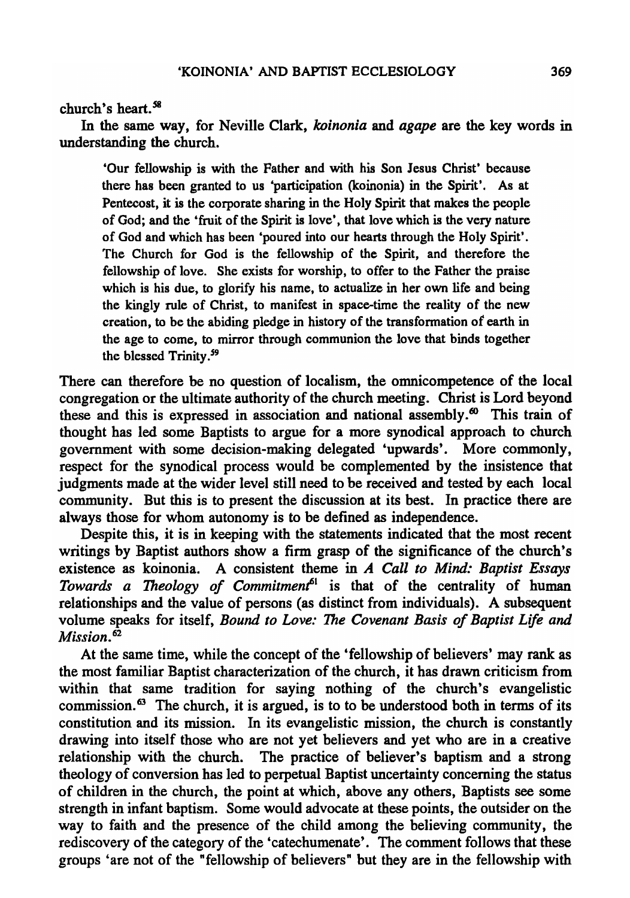church's heart.[58]

In the same way, for Neville Clark, *koinonia* and *agape* are the key words in understanding the church.

> 'Our fellowship is with the Father and with his Son Jesus Christ' because there has been granted to us 'participation (koinonia) in the Spirit'. As at Pentecost, it is the corporate sharing in the Holy Spirit that makes the people of God; and the 'fruit of the Spirit is love', that love which is the very nature of God and which has been 'poured into our hearts through the Holy Spirit'. The Church for God is the fellowship of the Spirit, and therefore the fellowship of love. She exists for worship, to offer to the Father the praise which is his due, to glorify his name, to actualize in her own life and being the kingly rule of Christ, to manifest in space-time the reality of the new creation, to be the abiding pledge in history of the transformation of earth in the age to come, to mirror through communion the love that binds together the blessed Trinity.[59]

There can therefore be no question of localism, the omnicompetence of the local congregation or the ultimate authority of the church meeting. Christ is Lord beyond these and this is expressed in association and national assembly.[60] This train of thought has led some Baptists to argue for a more synodical approach to church government with some decision-making delegated 'upwards'. More commonly, respect for the synodical process would be complemented by the insistence that judgments made at the wider level still need to be received and tested by each local community. But this is to present the discussion at its best. In practice there are always those for whom autonomy is to be defined as independence.

Despite this, it is in keeping with the statements indicated that the most recent writings by Baptist authors show a firm grasp of the significance of the church's existence as koinonia. A consistent theme in *A Call to Mind: Baptist Essays Towards a Theology of Commitment*[61] is that of the centrality of human relationships and the value of persons (as distinct from individuals). A subsequent volume speaks for itself, *Bound to Love: The Covenant Basis of Baptist Life and Mission.*[62]

At the same time, while the concept of the 'fellowship of believers' may rank as the most familiar Baptist characterization of the church, it has drawn criticism from within that same tradition for saying nothing of the church's evangelistic commission.[63] The church, it is argued, is to to be understood both in terms of its constitution and its mission. In its evangelistic mission, the church is constantly drawing into itself those who are not yet believers and yet who are in a creative relationship with the church. The practice of believer's baptism and a strong theology of conversion has led to perpetual Baptist uncertainty concerning the status of children in the church, the point at which, above any others, Baptists see some strength in infant baptism. Some would advocate at these points, the outsider on the way to faith and the presence of the child among the believing community, the rediscovery of the category of the 'catechumenate'. The comment follows that these groups 'are not of the "fellowship of believers" but they are in the fellowship with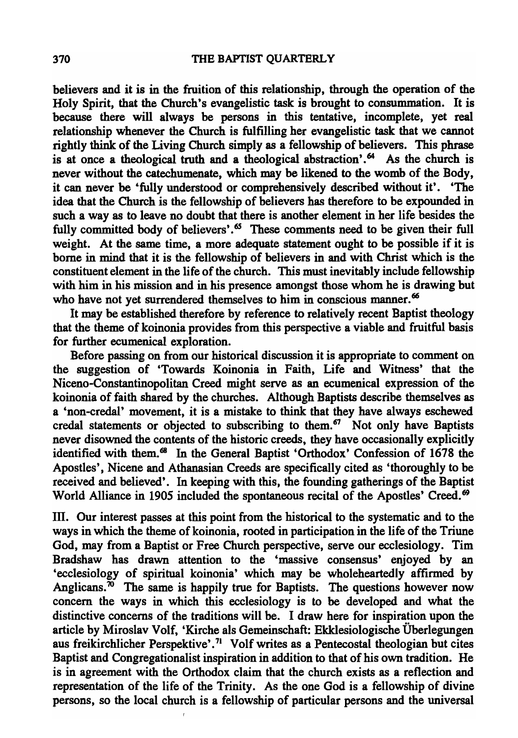believers and it is in the fruition of this relationship, through the operation of the Holy Spirit, that the Church's evangelistic task is brought to consummation. It is because there will always be persons in this tentative, incomplete, yet real relationship whenever the Church is fulfilling her evangelistic task that we cannot rightly think of the Living Church simply as a fellowship of believers. This phrase is at once a theological truth and a theological abstraction'.[64] As the church is never without the catechumenate, which may be likened to the womb of the Body, it can never be 'fully understood or comprehensively described without it'. 'The idea that the Church is the fellowship of believers has therefore to be expounded in such a way as to leave no doubt that there is another element in her life besides the fully committed body of believers'.[65] These comments need to be given their full weight. At the same time, a more adequate statement ought to be possible if it is borne in mind that it is the fellowship of believers in and with Christ which is the constituent element in the life of the church. This must inevitably include fellowship with him in his mission and in his presence amongst those whom he is drawing but who have not yet surrendered themselves to him in conscious manner.[66]

It may be established therefore by reference to relatively recent Baptist theology that the theme of koinonia provides from this perspective a viable and fruitful basis for further ecumenical exploration.

Before passing on from our historical discussion it is appropriate to comment on the suggestion of 'Towards Koinonia in Faith, Life and Witness' that the Niceno-Constantinopolitan Creed might serve as an ecumenical expression of the koinonia of faith shared by the churches. Although Baptists describe themselves as a 'non-credal' movement, it is a mistake to think that they have always eschewed credal statements or objected to subscribing to them.[67] Not only have Baptists never disowned the contents of the historic creeds, they have occasionally explicitly identified with them.[68] In the General Baptist 'Orthodox' Confession of 1678 the Apostles', Nicene and Athanasian Creeds are specifically cited as 'thoroughly to be received and believed'. In keeping with this, the founding gatherings of the Baptist World Alliance in 1905 included the spontaneous recital of the Apostles' Creed.[69]

III. Our interest passes at this point from the historical to the systematic and to the ways in which the theme of koinonia, rooted in participation in the life of the Triune God, may from a Baptist or Free Church perspective, serve our ecclesiology. Tim Bradshaw has drawn attention to the 'massive consensus' enjoyed by an 'ecclesiology of spiritual koinonia' which may be wholeheartedly affirmed by Anglicans.[70] The same is happily true for Baptists. The questions however now concern the ways in which this ecclesiology is to be developed and what the distinctive concerns of the traditions will be. I draw here for inspiration upon the article by Miroslav Volf, 'Kirche als Gemeinschaft: Ekklesiologische Überlegungen aus freikirchlicher Perspektive'.[71] Volf writes as a Pentecostal theologian but cites Baptist and Congregationalist inspiration in addition to that of his own tradition. He is in agreement with the Orthodox claim that the church exists as a reflection and representation of the life of the Trinity. As the one God is a fellowship of divine persons, so the local church is a fellowship of particular persons and the universal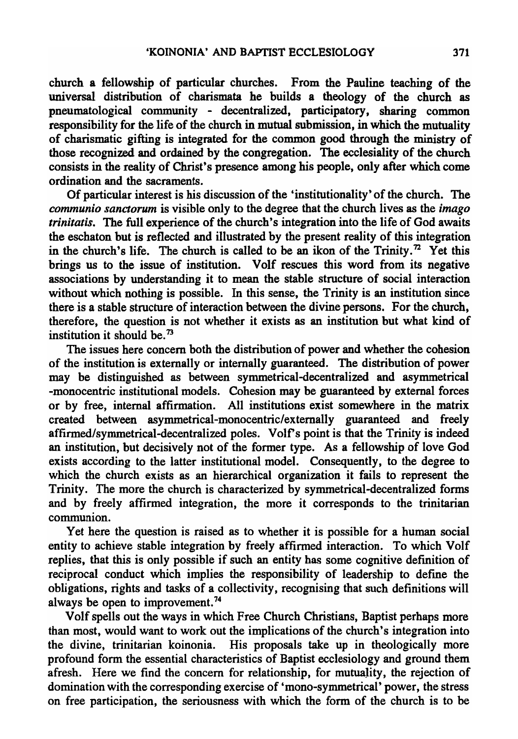church a fellowship of particular churches. From the Pauline teaching of the universal distribution of charismata he builds a theology of the church as pneumatological community - decentralized, participatory, sharing common responsibility for the life of the church in mutual submission, in which the mutuality of charismatic gifting is integrated for the common good through the ministry of those recognized and ordained by the congregation. The ecclesiality of the church consists in the reality of Christ's presence among his people, only after which come ordination and the sacraments.

Of particular interest is his discussion of the 'institutionality' of the church. The *communio sanctorum* is visible only to the degree that the church lives as the *imago trinitatis*. The full experience of the church's integration into the life of God awaits the eschaton but is reflected and illustrated by the present reality of this integration in the church's life. The church is called to be an ikon of the Trinity.[72] Yet this brings us to the issue of institution. Volf rescues this word from its negative associations by understanding it to mean the stable structure of social interaction without which nothing is possible. In this sense, the Trinity is an institution since there is a stable structure of interaction between the divine persons. For the church, therefore, the question is not whether it exists as an institution but what kind of institution it should be.[73]

The issues here concern both the distribution of power and whether the cohesion of the institution is externally or internally guaranteed. The distribution of power may be distinguished as between symmetrical-decentralized and asymmetrical -monocentric institutional models. Cohesion may be guaranteed by external forces or by free, internal affirmation. All institutions exist somewhere in the matrix created between asymmetrical-monocentric/externally guaranteed and freely affirmed/symmetrical-decentralized poles. Volf's point is that the Trinity is indeed an institution, but decisively not of the former type. As a fellowship of love God exists according to the latter institutional model. Consequently, to the degree to which the church exists as an hierarchical organization it fails to represent the Trinity. The more the church is characterized by symmetrical-decentralized forms and by freely affirmed integration, the more it corresponds to the trinitarian communion.

Yet here the question is raised as to whether it is possible for a human social entity to achieve stable integration by freely affirmed interaction. To which Volf replies, that this is only possible if such an entity has some cognitive definition of reciprocal conduct which implies the responsibility of leadership to define the obligations, rights and tasks of a collectivity, recognising that such definitions will always be open to improvement.[74]

Volf spells out the ways in which Free Church Christians, Baptist perhaps more than most, would want to work out the implications of the church's integration into the divine, trinitarian koinonia. His proposals take up in theologically more profound form the essential characteristics of Baptist ecclesiology and ground them afresh. Here we find the concern for relationship, for mutuality, the rejection of domination with the corresponding exercise of 'mono-symmetrical' power, the stress on free participation, the seriousness with which the form of the church is to be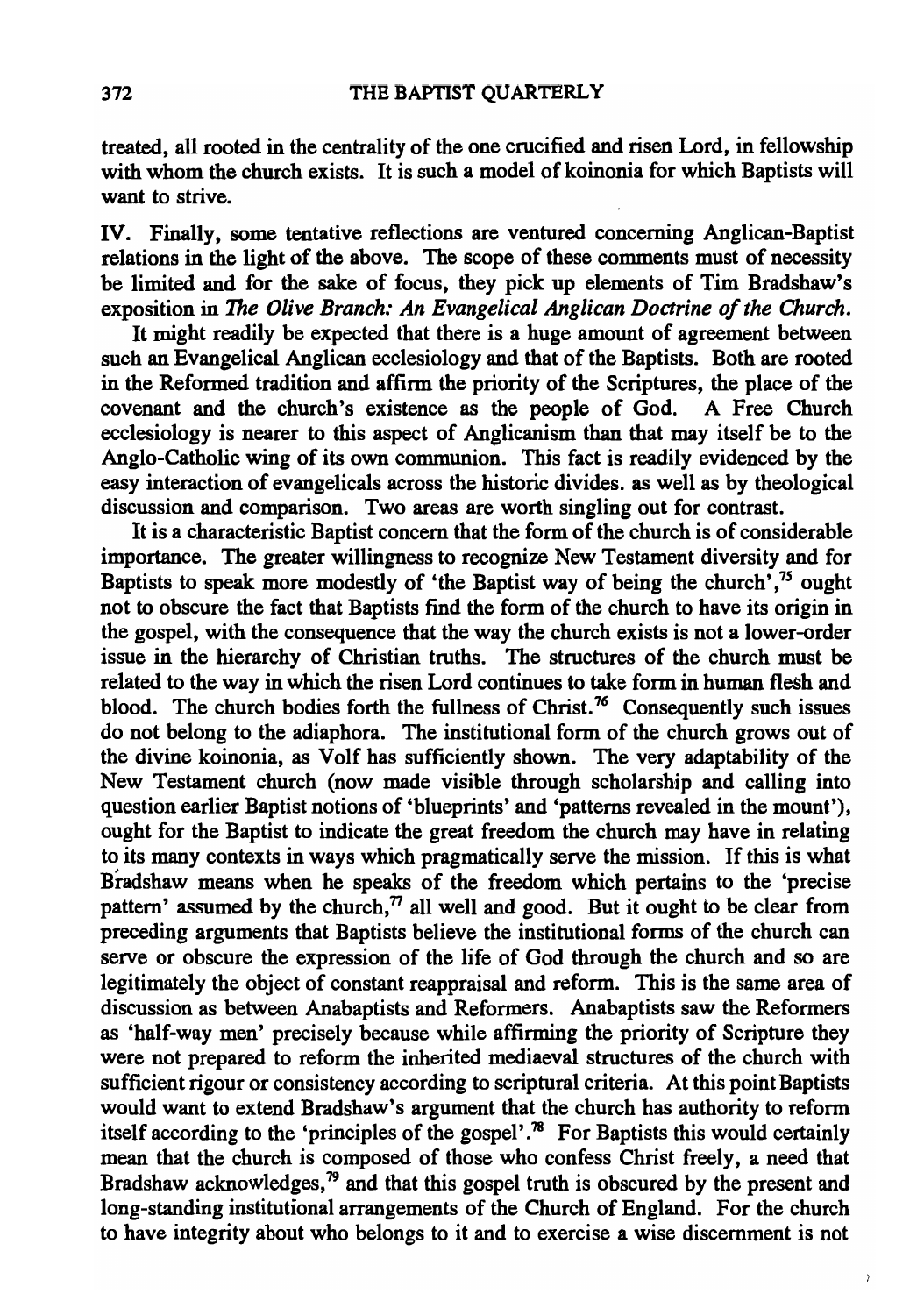treated, all rooted in the centrality of the one crucified and risen Lord, in fellowship with whom the church exists. It is such a model of koinonia for which Baptists will want to strive.

IV. Finally, some tentative reflections are ventured concerning Anglican-Baptist relations in the light of the above. The scope of these comments must of necessity be limited and for the sake of focus, they pick up elements of Tim Bradshaw's exposition in *The Olive Branch: An Evangelical Anglican Doctrine of the Church*.

It might readily be expected that there is a huge amount of agreement between such an Evangelical Anglican ecclesiology and that of the Baptists. Both are rooted in the Reformed tradition and affirm the priority of the Scriptures, the place of the covenant and the church's existence as the people of God. A Free Church ecclesiology is nearer to this aspect of Anglicanism than that may itself be to the Anglo-Catholic wing of its own communion. This fact is readily evidenced by the easy interaction of evangelicals across the historic divides. as well as by theological discussion and comparison. Two areas are worth singling out for contrast.

It is a characteristic Baptist concern that the form of the church is of considerable importance. The greater willingness to recognize New Testament diversity and for Baptists to speak more modestly of 'the Baptist way of being the church',[75] ought not to obscure the fact that Baptists find the form of the church to have its origin in the gospel, with the consequence that the way the church exists is not a lower-order issue in the hierarchy of Christian truths. The structures of the church must be related to the way in which the risen Lord continues to take form in human flesh and blood. The church bodies forth the fullness of Christ.[76] Consequently such issues do not belong to the adiaphora. The institutional form of the church grows out of the divine koinonia, as Volf has sufficiently shown. The very adaptability of the New Testament church (now made visible through scholarship and calling into question earlier Baptist notions of 'blueprints' and 'patterns revealed in the mount'), ought for the Baptist to indicate the great freedom the church may have in relating to its many contexts in ways which pragmatically serve the mission. If this is what Bradshaw means when he speaks of the freedom which pertains to the 'precise pattern' assumed by the church,[77] all well and good. But it ought to be clear from preceding arguments that Baptists believe the institutional forms of the church can serve or obscure the expression of the life of God through the church and so are legitimately the object of constant reappraisal and reform. This is the same area of discussion as between Anabaptists and Reformers. Anabaptists saw the Reformers as 'half-way men' precisely because while affirming the priority of Scripture they were not prepared to reform the inherited mediaeval structures of the church with sufficient rigour or consistency according to scriptural criteria. At this point Baptists would want to extend Bradshaw's argument that the church has authority to reform itself according to the 'principles of the gospel'.[78] For Baptists this would certainly mean that the church is composed of those who confess Christ freely, a need that Bradshaw acknowledges,[79] and that this gospel truth is obscured by the present and long-standing institutional arrangements of the Church of England. For the church to have integrity about who belongs to it and to exercise a wise discernment is not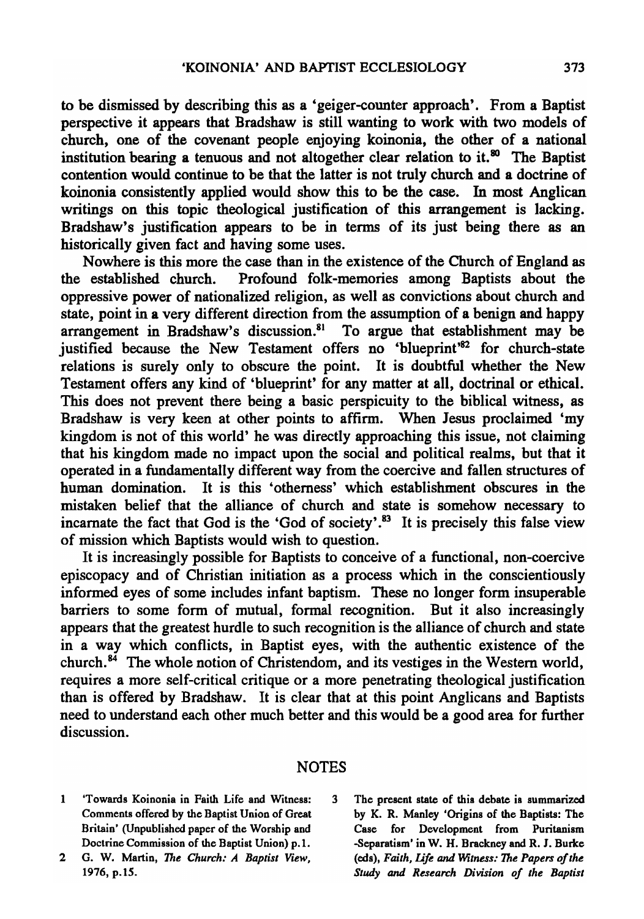to be dismissed by describing this as a 'geiger-counter approach'. From a Baptist perspective it appears that Bradshaw is still wanting to work with two models of church, one of the covenant people enjoying koinonia, the other of a national institution bearing a tenuous and not altogether clear relation to it.[80] The Baptist contention would continue to be that the latter is not truly church and a doctrine of koinonia consistently applied would show this to be the case. In most Anglican writings on this topic theological justification of this arrangement is lacking. Bradshaw's justification appears to be in terms of its just being there as an historically given fact and having some uses.

Nowhere is this more the case than in the existence of the Church of England as the established church. Profound folk-memories among Baptists about the oppressive power of nationalized religion, as well as convictions about church and state, point in a very different direction from the assumption of a benign and happy arrangement in Bradshaw's discussion.[81] To argue that establishment may be justified because the New Testament offers no 'blueprint'[82] for church-state relations is surely only to obscure the point. It is doubtful whether the New Testament offers any kind of 'blueprint' for any matter at all, doctrinal or ethical. This does not prevent there being a basic perspicuity to the biblical witness, as Bradshaw is very keen at other points to affirm. When Jesus proclaimed 'my kingdom is not of this world' he was directly approaching this issue, not claiming that his kingdom made no impact upon the social and political realms, but that it operated in a fundamentally different way from the coercive and fallen structures of human domination. It is this 'otherness' which establishment obscures in the mistaken belief that the alliance of church and state is somehow necessary to incarnate the fact that God is the 'God of society'.[83] It is precisely this false view of mission which Baptists would wish to question.

It is increasingly possible for Baptists to conceive of a functional, non-coercive episcopacy and of Christian initiation as a process which in the conscientiously informed eyes of some includes infant baptism. These no longer form insuperable barriers to some form of mutual, formal recognition. But it also increasingly appears that the greatest hurdle to such recognition is the alliance of church and state in a way which conflicts, in Baptist eyes, with the authentic existence of the church.[84] The whole notion of Christendom, and its vestiges in the Western world, requires a more self-critical critique or a more penetrating theological justification than is offered by Bradshaw. It is clear that at this point Anglicans and Baptists need to understand each other much better and this would be a good area for further discussion.

## NOTES

1. 'Towards Koinonia in Faith Life and Witness: Comments offered by the Baptist Union of Great Britain' (Unpublished paper of the Worship and Doctrine Commission of the Baptist Union) p.1.
2. G. W. Martin, *The Church: A Baptist View*, 1976, p.15.
3. The present state of this debate is summarized by K. R. Manley 'Origins of the Baptists: The Case for Development from Puritanism -Separatism' in W. H. Brackney and R. J. Burke (eds), *Faith, Life and Witness: The Papers of the Study and Research Division of the Baptist*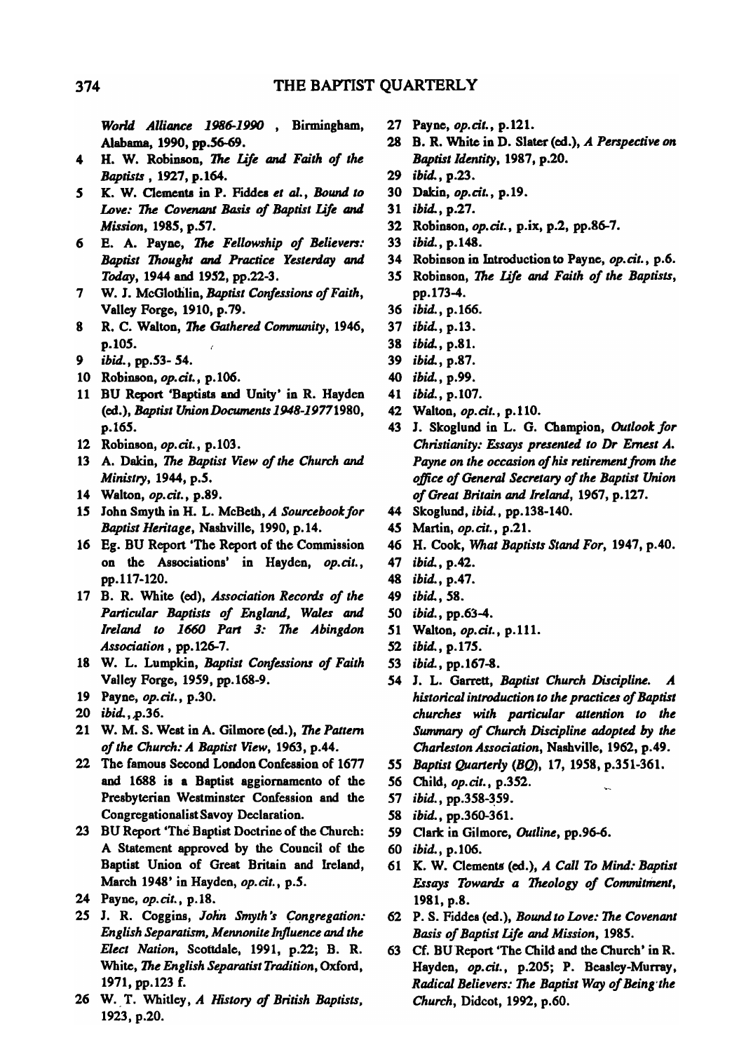*World Alliance 1986-1990* , Birmingham, Alabama, 1990, pp.56-69.

4 H. W. Robinson, *The Life and Faith of the Baptists* , 1927, p.164.

5 K. W. Clements in P. Fiddes *et al.*, *Bound to Love: The Covenant Basis of Baptist Life and Mission*, 1985, p.57.

6 E. A. Payne, *The Fellowship of Believers: Baptist Thought and Practice Yesterday and Today*, 1944 and 1952, pp.22-3.

7 W. J. McGlothlin, *Baptist Confessions of Faith*, Valley Forge, 1910, p.79.

8 R. C. Walton, *The Gathered Community*, 1946, p.105.

9 *ibid.*, pp.53- 54.

10 Robinson, *op.cit.*, p.106.

11 BU Report 'Baptists and Unity' in R. Hayden (ed.), *Baptist Union Documents 1948-1977* 1980, p.165.

12 Robinson, *op.cit.*, p.103.

13 A. Dakin, *The Baptist View of the Church and Ministry*, 1944, p.5.

14 Walton, *op.cit.*, p.89.

15 John Smyth in H. L. McBeth, *A Sourcebook for Baptist Heritage*, Nashville, 1990, p.14.

16 Eg. BU Report 'The Report of the Commission on the Associations' in Hayden, *op.cit.*, pp.117-120.

17 B. R. White (ed), *Association Records of the Particular Baptists of England, Wales and Ireland to 1660 Part 3: The Abingdon Association* , pp.126-7.

18 W. L. Lumpkin, *Baptist Confessions of Faith* Valley Forge, 1959, pp.168-9.

19 Payne, *op.cit.*, p.30.

20 *ibid.*, p.36.

21 W. M. S. West in A. Gilmore (ed.), *The Pattern of the Church: A Baptist View*, 1963, p.44.

22 The famous Second London Confession of 1677 and 1688 is a Baptist aggiornamento of the Presbyterian Westminster Confession and the Congregationalist Savoy Declaration.

23 BU Report 'The Baptist Doctrine of the Church: A Statement approved by the Council of the Baptist Union of Great Britain and Ireland, March 1948' in Hayden, *op.cit.*, p.5.

24 Payne, *op.cit.*, p.18.

25 J. R. Coggins, *John Smyth's Congregation: English Separatism, Mennonite Influence and the Elect Nation*, Scottdale, 1991, p.22; B. R. White, *The English Separatist Tradition*, Oxford, 1971, pp.123 f.

26 W. T. Whitley, *A History of British Baptists*, 1923, p.20.

27 Payne, *op.cit.*, p.121.

28 B. R. White in D. Slater (ed.), *A Perspective on Baptist Identity*, 1987, p.20.

29 *ibid.*, p.23.

30 Dakin, *op.cit.*, p.19.

31 *ibid.*, p.27.

32 Robinson, *op.cit.*, p.ix, p.2, pp.86-7.

33 *ibid.*, p.148.

34 Robinson in Introduction to Payne, *op.cit.*, p.6.

35 Robinson, *The Life and Faith of the Baptists*, pp.173-4.

36 *ibid.*, p.166.

37 *ibid.*, p.13.

38 *ibid.*, p.81.

39 *ibid.*, p.87.

40 *ibid.*, p.99.

41 *ibid.*, p.107.

42 Walton, *op.cit.*, p.110.

43 J. Skoglund in L. G. Champion, *Outlook for Christianity: Essays presented to Dr Ernest A. Payne on the occasion of his retirement from the office of General Secretary of the Baptist Union of Great Britain and Ireland*, 1967, p.127.

44 Skoglund, *ibid.*, pp.138-140.

45 Martin, *op.cit.*, p.21.

46 H. Cook, *What Baptists Stand For*, 1947, p.40.

47 *ibid.*, p.42.

48 *ibid.*, p.47.

49 *ibid.*, 58.

50 *ibid.*, pp.63-4.

51 Walton, *op.cit.*, p.111.

52 *ibid.*, p.175.

53 *ibid.*, pp.167-8.

54 J. L. Garrett, *Baptist Church Discipline. A historical introduction to the practices of Baptist churches with particular attention to the Summary of Church Discipline adopted by the Charleston Association*, Nashville, 1962, p.49.

55 *Baptist Quarterly (BQ)*, 17, 1958, p.351-361.

56 Child, *op.cit.*, p.352.

57 *ibid.*, pp.358-359.

58 *ibid.*, pp.360-361.

59 Clark in Gilmore, *Outline*, pp.96-6.

60 *ibid.*, p.106.

61 K. W. Clements (ed.), *A Call To Mind: Baptist Essays Towards a Theology of Commitment*, 1981, p.8.

62 P. S. Fiddes (ed.), *Bound to Love: The Covenant Basis of Baptist Life and Mission*, 1985.

63 Cf. BU Report 'The Child and the Church' in R. Hayden, *op.cit.*, p.205; P. Beasley-Murray, *Radical Believers: The Baptist Way of Being the Church*, Didcot, 1992, p.60.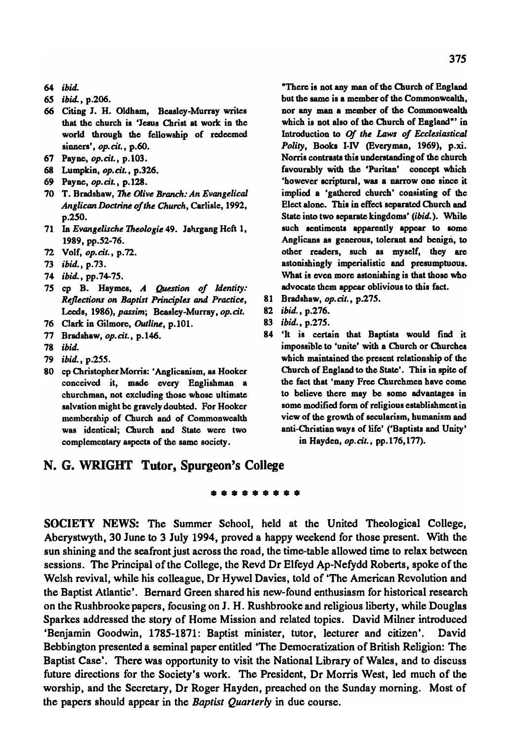64 *ibid.*

65 *ibid.*, p.206.

66 Citing J. H. Oldham, Beasley-Murray writes that the church is 'Jesus Christ at work in the world through the fellowship of redeemed sinners', *op.cit.*, p.60.

67 Payne, *op.cit.*, p.103.

68 Lumpkin, *op.cit.*, p.326.

69 Payne, *op.cit.*, p.128.

70 T. Bradshaw, *The Olive Branch: An Evangelical Anglican Doctrine of the Church*, Carlisle, 1992, p.250.

71 In *Evangelische Theologie* 49. Jahrgang Heft 1, 1989, pp.52-76.

72 Volf, *op.cit.*, p.72.

73 *ibid.*, p.73.

74 *ibid.*, pp.74-75.

75 cp B. Haymes, *A Question of Identity: Reflections on Baptist Principles and Practice*, Leeds, 1986), *passim*; Beasley-Murray, *op.cit.*

76 Clark in Gilmore, *Outline*, p.101.

77 Bradshaw, *op.cit.*, p.146.

78 *ibid.*

79 *ibid.*, p.255.

80 cp Christopher Morris: 'Anglicanism, as Hooker conceived it, made every Englishman a churchman, not excluding those whose ultimate salvation might be gravely doubted. For Hooker membership of Church and of Commonwealth was identical; Church and State were two complementary aspects of the same society. "There is not any man of the Church of England but the same is a member of the Commonwealth, nor any man a member of the Commonwealth which is not also of the Church of England"' in Introduction to *Of the Laws of Ecclesiastical Polity*, Books I-IV (Everyman, 1969), p.xi. Norris contrasts this understanding of the church favourably with the 'Puritan' concept which 'however scriptural, was a narrow one since it implied a 'gathered church' consisting of the Elect alone. This in effect separated Church and State into two separate kingdoms' (*ibid.*). While such sentiments apparently appear to some Anglicans as generous, tolerant and benign, to other readers, such as myself, they are astonishingly imperialistic and presumptuous. What is even more astonishing is that those who advocate them appear oblivious to this fact.

81 Bradshaw, *op.cit.*, p.275.

82 *ibid.*, p.276.

83 *ibid.*, p.275.

84 'It is certain that Baptists would find it impossible to 'unite' with a Church or Churches which maintained the present relationship of the Church of England to the State'. This in spite of the fact that 'many Free Churchmen have come to believe there may be some advantages in some modified form of religious establishment in view of the growth of secularism, humanism and anti-Christian ways of life' ('Baptists and Unity' in Hayden, *op.cit.*, pp.176,177).

**N. G. WRIGHT Tutor, Spurgeon's College**

\* \* \* \* \* \* \* \* \*

**SOCIETY NEWS:** The Summer School, held at the United Theological College, Aberystwyth, 30 June to 3 July 1994, proved a happy weekend for those present. With the sun shining and the seafront just across the road, the time-table allowed time to relax between sessions. The Principal of the College, the Revd Dr Elfeyd Ap-Nefydd Roberts, spoke of the Welsh revival, while his colleague, Dr Hywel Davies, told of 'The American Revolution and the Baptist Atlantic'. Bernard Green shared his new-found enthusiasm for historical research on the Rushbrooke papers, focusing on J. H. Rushbrooke and religious liberty, while Douglas Sparkes addressed the story of Home Mission and related topics. David Milner introduced 'Benjamin Goodwin, 1785-1871: Baptist minister, tutor, lecturer and citizen'. David Bebbington presented a seminal paper entitled 'The Democratization of British Religion: The Baptist Case'. There was opportunity to visit the National Library of Wales, and to discuss future directions for the Society's work. The President, Dr Morris West, led much of the worship, and the Secretary, Dr Roger Hayden, preached on the Sunday morning. Most of the papers should appear in the *Baptist Quarterly* in due course.